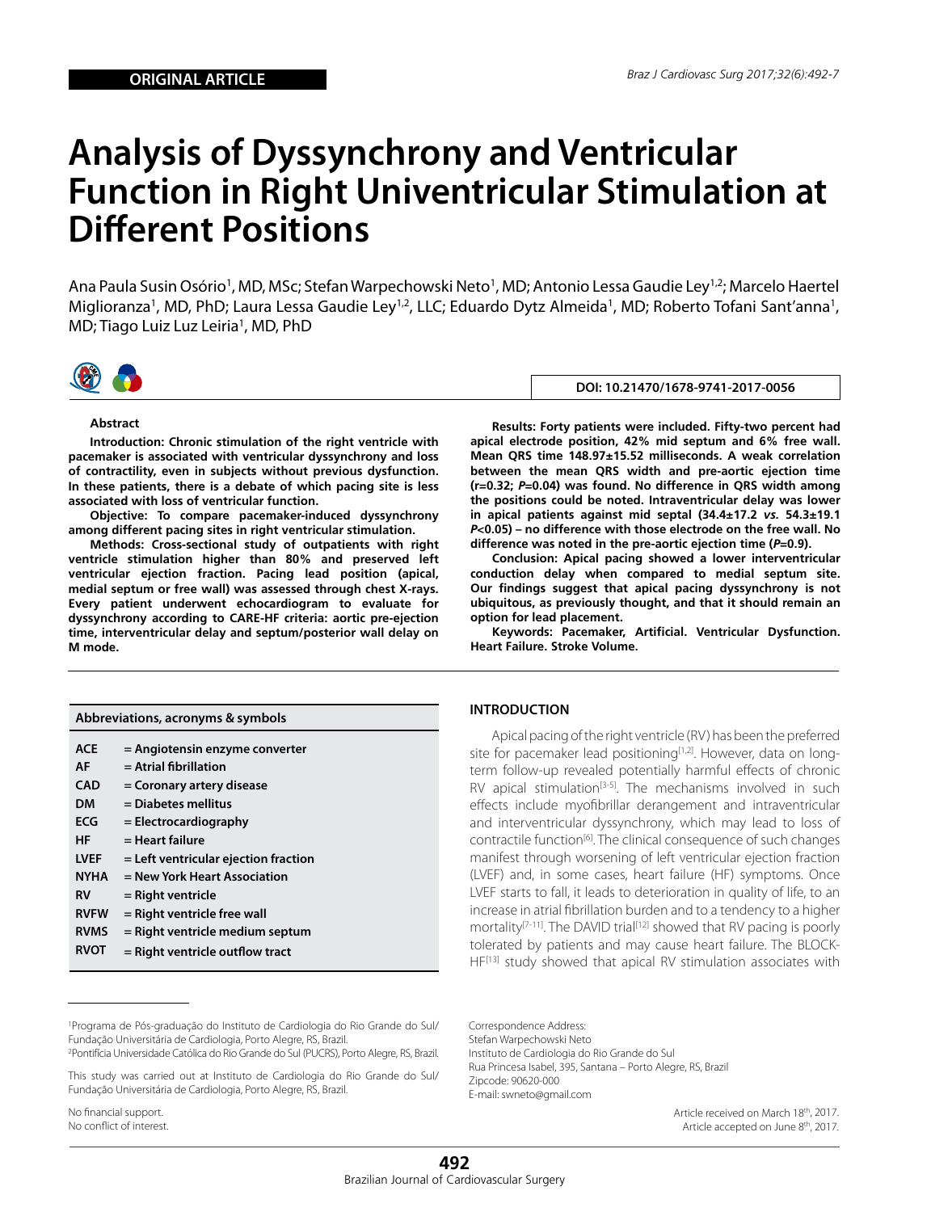ORIGINAL ARTICLE

# Analysis of Dyssynchrony and Ventricular Function in Right Univentricular Stimulation at Different Positions

Ana Paula Susin Osório[1], MD, MSc; Stefan Warpechowski Neto[1], MD; Antonio Lessa Gaudie Ley[1,2]; Marcelo Haertel Miglioranza[1], MD, PhD; Laura Lessa Gaudie Ley[1,2], LLC; Eduardo Dytz Almeida[1], MD; Roberto Tofani Sant'anna[1], MD; Tiago Luiz Luz Leiria[1], MD, PhD

DOI: 10.21470/1678-9741-2017-0056

### Abstract

**Introduction: Chronic stimulation of the right ventricle with pacemaker is associated with ventricular dyssynchrony and loss of contractility, even in subjects without previous dysfunction. In these patients, there is a debate of which pacing site is less associated with loss of ventricular function.**

**Objective: To compare pacemaker-induced dyssynchrony among different pacing sites in right ventricular stimulation.**

**Methods: Cross-sectional study of outpatients with right ventricle stimulation higher than 80% and preserved left ventricular ejection fraction. Pacing lead position (apical, medial septum or free wall) was assessed through chest X-rays. Every patient underwent echocardiogram to evaluate for dyssynchrony according to CARE-HF criteria: aortic pre-ejection time, interventricular delay and septum/posterior wall delay on M mode.**

**Results: Forty patients were included. Fifty-two percent had apical electrode position, 42% mid septum and 6% free wall. Mean QRS time 148.97±15.52 milliseconds. A weak correlation between the mean QRS width and pre-aortic ejection time (r=0.32; *P*=0.04) was found. No difference in QRS width among the positions could be noted. Intraventricular delay was lower in apical patients against mid septal (34.4±17.2 *vs.* 54.3±19.1 *P*<0.05) – no difference with those electrode on the free wall. No difference was noted in the pre-aortic ejection time (*P*=0.9).**

**Conclusion: Apical pacing showed a lower interventricular conduction delay when compared to medial septum site. Our findings suggest that apical pacing dyssynchrony is not ubiquitous, as previously thought, and that it should remain an option for lead placement.**

**Keywords: Pacemaker, Artificial. Ventricular Dysfunction. Heart Failure. Stroke Volume.**

| Abbreviations, acronyms & symbols | |
|---|---|
| ACE | = Angiotensin enzyme converter |
| AF | = Atrial fibrillation |
| CAD | = Coronary artery disease |
| DM | = Diabetes mellitus |
| ECG | = Electrocardiography |
| HF | = Heart failure |
| LVEF | = Left ventricular ejection fraction |
| NYHA | = New York Heart Association |
| RV | = Right ventricle |
| RVFW | = Right ventricle free wall |
| RVMS | = Right ventricle medium septum |
| RVOT | = Right ventricle outflow tract |

## INTRODUCTION

Apical pacing of the right ventricle (RV) has been the preferred site for pacemaker lead positioning[1,2]. However, data on long-term follow-up revealed potentially harmful effects of chronic RV apical stimulation[3-5]. The mechanisms involved in such effects include myofibrillar derangement and intraventricular and interventricular dyssynchrony, which may lead to loss of contractile function[6]. The clinical consequence of such changes manifest through worsening of left ventricular ejection fraction (LVEF) and, in some cases, heart failure (HF) symptoms. Once LVEF starts to fall, it leads to deterioration in quality of life, to an increase in atrial fibrillation burden and to a tendency to a higher mortality[7-11]. The DAVID trial[12] showed that RV pacing is poorly tolerated by patients and may cause heart failure. The BLOCK-HF[13] study showed that apical RV stimulation associates with

[1]Programa de Pós-graduação do Instituto de Cardiologia do Rio Grande do Sul/ Fundação Universitária de Cardiologia, Porto Alegre, RS, Brazil.
[2]Pontifícia Universidade Católica do Rio Grande do Sul (PUCRS), Porto Alegre, RS, Brazil.

This study was carried out at Instituto de Cardiologia do Rio Grande do Sul/ Fundação Universitária de Cardiologia, Porto Alegre, RS, Brazil.

No financial support.
No conflict of interest.

Correspondence Address:
Stefan Warpechowski Neto
Instituto de Cardiologia do Rio Grande do Sul
Rua Princesa Isabel, 395, Santana – Porto Alegre, RS, Brazil
Zipcode: 90620-000
E-mail: swneto@gmail.com

Article received on March 18th, 2017.
Article accepted on June 8th, 2017.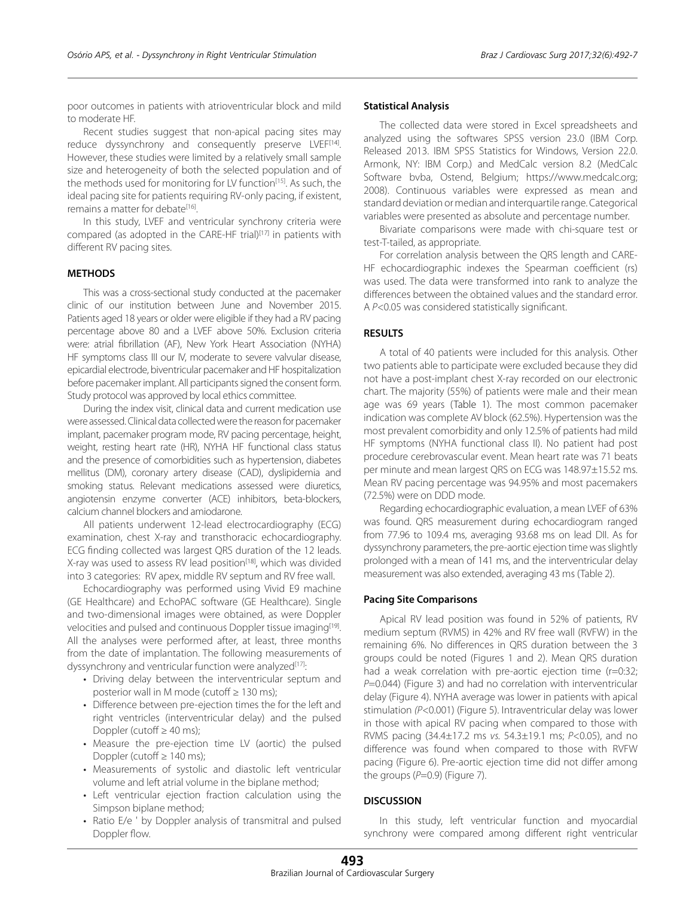poor outcomes in patients with atrioventricular block and mild to moderate HF.

Recent studies suggest that non-apical pacing sites may reduce dyssynchrony and consequently preserve LVEF[14]. However, these studies were limited by a relatively small sample size and heterogeneity of both the selected population and of the methods used for monitoring for LV function[15]. As such, the ideal pacing site for patients requiring RV-only pacing, if existent, remains a matter for debate[16].

In this study, LVEF and ventricular synchrony criteria were compared (as adopted in the CARE-HF trial)[17] in patients with different RV pacing sites.

## METHODS

This was a cross-sectional study conducted at the pacemaker clinic of our institution between June and November 2015. Patients aged 18 years or older were eligible if they had a RV pacing percentage above 80 and a LVEF above 50%. Exclusion criteria were: atrial fibrillation (AF), New York Heart Association (NYHA) HF symptoms class III our IV, moderate to severe valvular disease, epicardial electrode, biventricular pacemaker and HF hospitalization before pacemaker implant. All participants signed the consent form. Study protocol was approved by local ethics committee.

During the index visit, clinical data and current medication use were assessed. Clinical data collected were the reason for pacemaker implant, pacemaker program mode, RV pacing percentage, height, weight, resting heart rate (HR), NYHA HF functional class status and the presence of comorbidities such as hypertension, diabetes mellitus (DM), coronary artery disease (CAD), dyslipidemia and smoking status. Relevant medications assessed were diuretics, angiotensin enzyme converter (ACE) inhibitors, beta-blockers, calcium channel blockers and amiodarone.

All patients underwent 12-lead electrocardiography (ECG) examination, chest X-ray and transthoracic echocardiography. ECG finding collected was largest QRS duration of the 12 leads. X-ray was used to assess RV lead position[18], which was divided into 3 categories: RV apex, middle RV septum and RV free wall.

Echocardiography was performed using Vivid E9 machine (GE Healthcare) and EchoPAC software (GE Healthcare). Single and two-dimensional images were obtained, as were Doppler velocities and pulsed and continuous Doppler tissue imaging[19]. All the analyses were performed after, at least, three months from the date of implantation. The following measurements of dyssynchrony and ventricular function were analyzed[17]:

- Driving delay between the interventricular septum and posterior wall in M mode (cutoff ≥ 130 ms);
- Difference between pre-ejection times the for the left and right ventricles (interventricular delay) and the pulsed Doppler (cutoff ≥ 40 ms);
- Measure the pre-ejection time LV (aortic) the pulsed Doppler (cutoff ≥ 140 ms);
- Measurements of systolic and diastolic left ventricular volume and left atrial volume in the biplane method;
- Left ventricular ejection fraction calculation using the Simpson biplane method;
- Ratio E/e ' by Doppler analysis of transmitral and pulsed Doppler flow.

### Statistical Analysis

The collected data were stored in Excel spreadsheets and analyzed using the softwares SPSS version 23.0 (IBM Corp. Released 2013. IBM SPSS Statistics for Windows, Version 22.0. Armonk, NY: IBM Corp.) and MedCalc version 8.2 (MedCalc Software bvba, Ostend, Belgium; https://www.medcalc.org; 2008). Continuous variables were expressed as mean and standard deviation or median and interquartile range. Categorical variables were presented as absolute and percentage number.

Bivariate comparisons were made with chi-square test or test-T-tailed, as appropriate.

For correlation analysis between the QRS length and CARE-HF echocardiographic indexes the Spearman coefficient (rs) was used. The data were transformed into rank to analyze the differences between the obtained values and the standard error. A $P<0.05$ was considered statistically significant.

## RESULTS

A total of 40 patients were included for this analysis. Other two patients able to participate were excluded because they did not have a post-implant chest X-ray recorded on our electronic chart. The majority (55%) of patients were male and their mean age was 69 years (Table 1). The most common pacemaker indication was complete AV block (62.5%). Hypertension was the most prevalent comorbidity and only 12.5% of patients had mild HF symptoms (NYHA functional class II). No patient had post procedure cerebrovascular event. Mean heart rate was 71 beats per minute and mean largest QRS on ECG was 148.97±15.52 ms. Mean RV pacing percentage was 94.95% and most pacemakers (72.5%) were on DDD mode.

Regarding echocardiographic evaluation, a mean LVEF of 63% was found. QRS measurement during echocardiogram ranged from 77.96 to 109.4 ms, averaging 93.68 ms on lead DII. As for dyssynchrony parameters, the pre-aortic ejection time was slightly prolonged with a mean of 141 ms, and the interventricular delay measurement was also extended, averaging 43 ms (Table 2).

### Pacing Site Comparisons

Apical RV lead position was found in 52% of patients, RV medium septum (RVMS) in 42% and RV free wall (RVFW) in the remaining 6%. No differences in QRS duration between the 3 groups could be noted (Figures 1 and 2). Mean QRS duration had a weak correlation with pre-aortic ejection time (r=0:32; $P$=0.044) (Figure 3) and had no correlation with interventricular delay (Figure 4). NYHA average was lower in patients with apical stimulation ($P<0.001$) (Figure 5). Intraventricular delay was lower in those with apical RV pacing when compared to those with RVMS pacing (34.4±17.2 ms *vs.* 54.3±19.1 ms; $P<0.05$), and no difference was found when compared to those with RVFW pacing (Figure 6). Pre-aortic ejection time did not differ among the groups ($P$=0.9) (Figure 7).

## DISCUSSION

In this study, left ventricular function and myocardial synchrony were compared among different right ventricular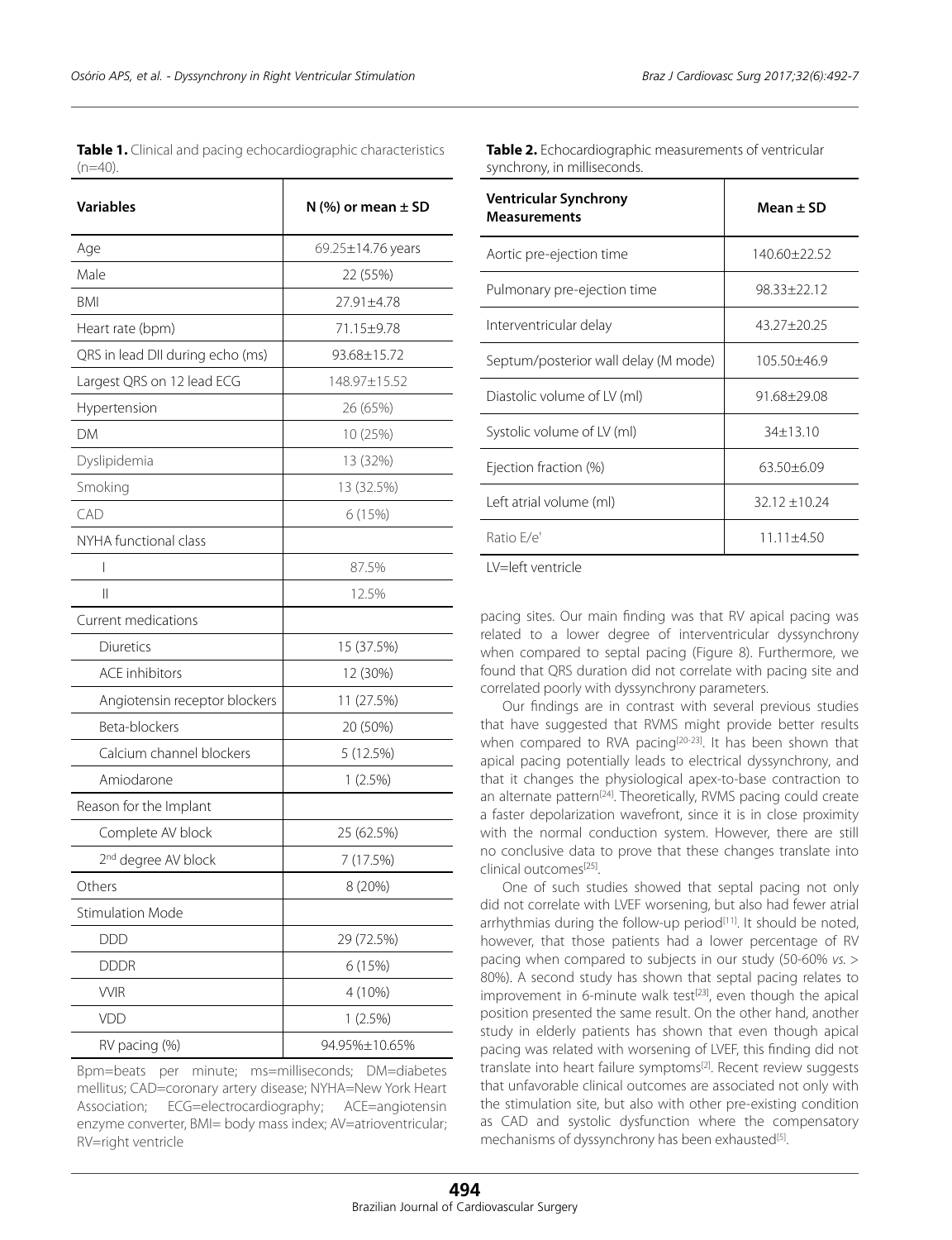**Table 1.** Clinical and pacing echocardiographic characteristics (n=40).

| Variables | N (%) or mean ± SD |
|---|---|
| Age | 69.25±14.76 years |
| Male | 22 (55%) |
| BMI | 27.91±4.78 |
| Heart rate (bpm) | 71.15±9.78 |
| QRS in lead DII during echo (ms) | 93.68±15.72 |
| Largest QRS on 12 lead ECG | 148.97±15.52 |
| Hypertension | 26 (65%) |
| DM | 10 (25%) |
| Dyslipidemia | 13 (32%) |
| Smoking | 13 (32.5%) |
| CAD | 6 (15%) |
| NYHA functional class | |
| I | 87.5% |
| II | 12.5% |
| Current medications | |
| Diuretics | 15 (37.5%) |
| ACE inhibitors | 12 (30%) |
| Angiotensin receptor blockers | 11 (27.5%) |
| Beta-blockers | 20 (50%) |
| Calcium channel blockers | 5 (12.5%) |
| Amiodarone | 1 (2.5%) |
| Reason for the Implant | |
| Complete AV block | 25 (62.5%) |
| 2nd degree AV block | 7 (17.5%) |
| Others | 8 (20%) |
| Stimulation Mode | |
| DDD | 29 (72.5%) |
| DDDR | 6 (15%) |
| VVIR | 4 (10%) |
| VDD | 1 (2.5%) |
| RV pacing (%) | 94.95%±10.65% |

Bpm=beats per minute; ms=milliseconds; DM=diabetes mellitus; CAD=coronary artery disease; NYHA=New York Heart Association; ECG=electrocardiography; ACE=angiotensin enzyme converter, BMI= body mass index; AV=atrioventricular; RV=right ventricle

**Table 2.** Echocardiographic measurements of ventricular synchrony, in milliseconds.

| Ventricular Synchrony Measurements | Mean ± SD |
|---|---|
| Aortic pre-ejection time | 140.60±22.52 |
| Pulmonary pre-ejection time | 98.33±22.12 |
| Interventricular delay | 43.27±20.25 |
| Septum/posterior wall delay (M mode) | 105.50±46.9 |
| Diastolic volume of LV (ml) | 91.68±29.08 |
| Systolic volume of LV (ml) | 34±13.10 |
| Ejection fraction (%) | 63.50±6.09 |
| Left atrial volume (ml) | 32.12 ±10.24 |
| Ratio E/e' | 11.11±4.50 |

LV=left ventricle

pacing sites. Our main finding was that RV apical pacing was related to a lower degree of interventricular dyssynchrony when compared to septal pacing (Figure 8). Furthermore, we found that QRS duration did not correlate with pacing site and correlated poorly with dyssynchrony parameters.

Our findings are in contrast with several previous studies that have suggested that RVMS might provide better results when compared to RVA pacing[20-23]. It has been shown that apical pacing potentially leads to electrical dyssynchrony, and that it changes the physiological apex-to-base contraction to an alternate pattern[24]. Theoretically, RVMS pacing could create a faster depolarization wavefront, since it is in close proximity with the normal conduction system. However, there are still no conclusive data to prove that these changes translate into clinical outcomes[25].

One of such studies showed that septal pacing not only did not correlate with LVEF worsening, but also had fewer atrial arrhythmias during the follow-up period[11]. It should be noted, however, that those patients had a lower percentage of RV pacing when compared to subjects in our study (50-60% *vs.* > 80%). A second study has shown that septal pacing relates to improvement in 6-minute walk test[23], even though the apical position presented the same result. On the other hand, another study in elderly patients has shown that even though apical pacing was related with worsening of LVEF, this finding did not translate into heart failure symptoms[2]. Recent review suggests that unfavorable clinical outcomes are associated not only with the stimulation site, but also with other pre-existing condition as CAD and systolic dysfunction where the compensatory mechanisms of dyssynchrony has been exhausted[5].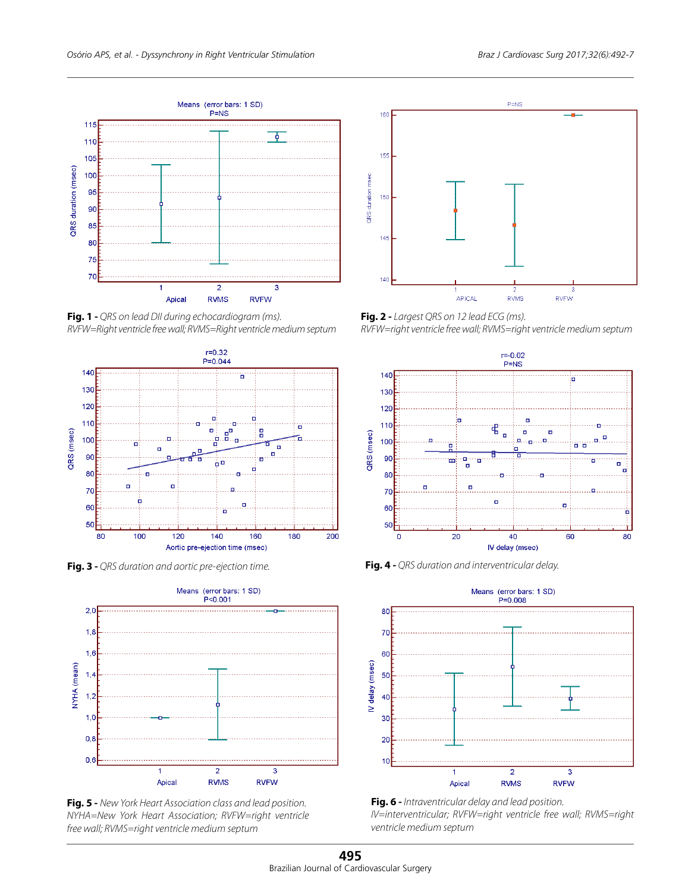**Fig. 1 -** *QRS on lead DII during echocardiogram (ms). RVFW=Right ventricle free wall; RVMS=Right ventricle medium septum*

**Fig. 2 -** *Largest QRS on 12 lead ECG (ms). RVFW=right ventricle free wall; RVMS=right ventricle medium septum*

**Fig. 3 -** *QRS duration and aortic pre-ejection time.*

**Fig. 4 -** *QRS duration and interventricular delay.*

**Fig. 5 -** *New York Heart Association class and lead position. NYHA=New York Heart Association; RVFW=right ventricle free wall; RVMS=right ventricle medium septum*

**Fig. 6 -** *Intraventricular delay and lead position. IV=interventricular; RVFW=right ventricle free wall; RVMS=right ventricle medium septum*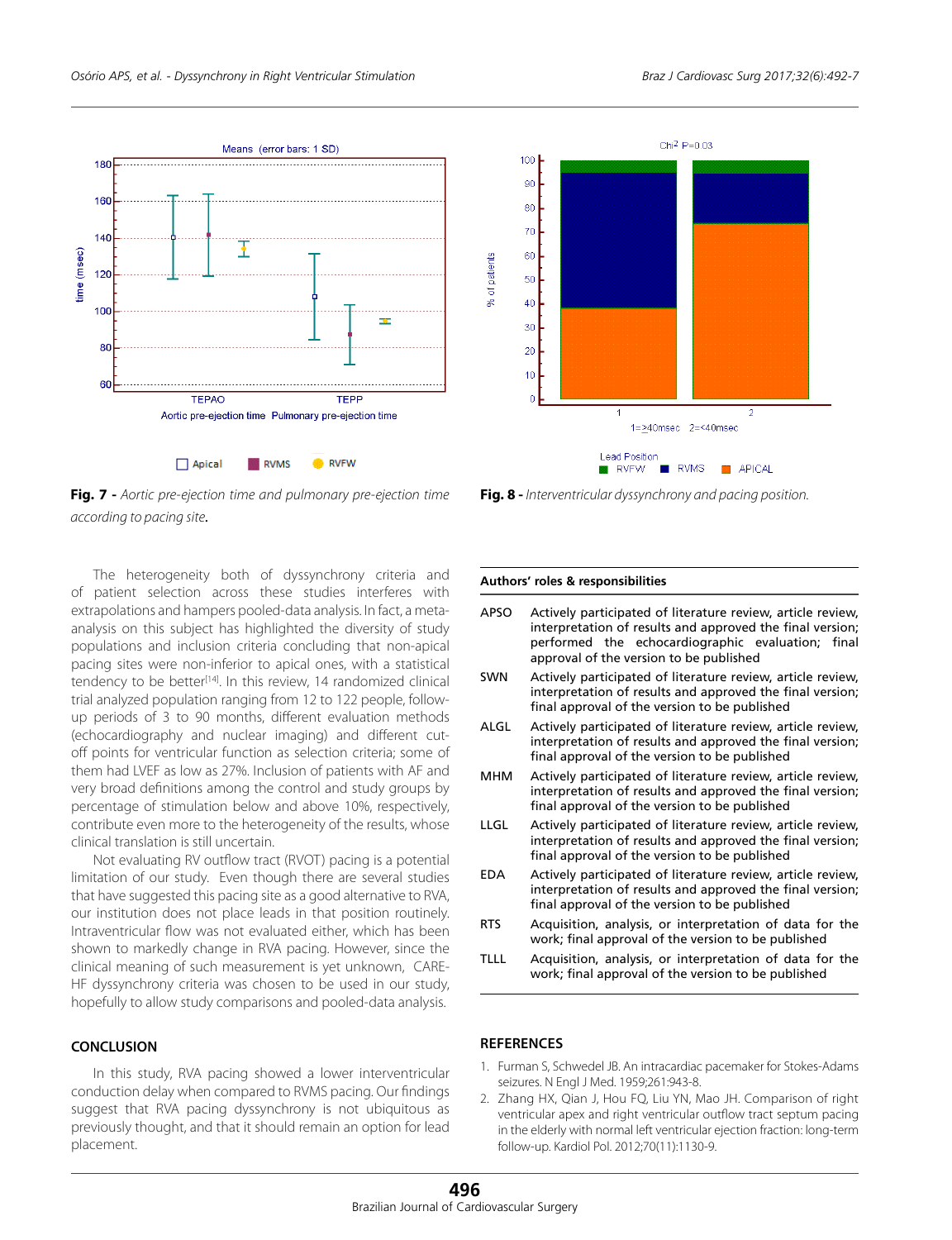Fig. 7 - *Aortic pre-ejection time and pulmonary pre-ejection time according to pacing site.*

Fig. 8 - *Interventricular dyssynchrony and pacing position.*

The heterogeneity both of dyssynchrony criteria and of patient selection across these studies interferes with extrapolations and hampers pooled-data analysis. In fact, a meta-analysis on this subject has highlighted the diversity of study populations and inclusion criteria concluding that non-apical pacing sites were non-inferior to apical ones, with a statistical tendency to be better[14]. In this review, 14 randomized clinical trial analyzed population ranging from 12 to 122 people, follow-up periods of 3 to 90 months, different evaluation methods (echocardiography and nuclear imaging) and different cut-off points for ventricular function as selection criteria; some of them had LVEF as low as 27%. Inclusion of patients with AF and very broad definitions among the control and study groups by percentage of stimulation below and above 10%, respectively, contribute even more to the heterogeneity of the results, whose clinical translation is still uncertain.

Not evaluating RV outflow tract (RVOT) pacing is a potential limitation of our study. Even though there are several studies that have suggested this pacing site as a good alternative to RVA, our institution does not place leads in that position routinely. Intraventricular flow was not evaluated either, which has been shown to markedly change in RVA pacing. However, since the clinical meaning of such measurement is yet unknown, CARE-HF dyssynchrony criteria was chosen to be used in our study, hopefully to allow study comparisons and pooled-data analysis.

## CONCLUSION

In this study, RVA pacing showed a lower interventricular conduction delay when compared to RVMS pacing. Our findings suggest that RVA pacing dyssynchrony is not ubiquitous as previously thought, and that it should remain an option for lead placement.

| Authors' roles & responsibilities | |
|---|---|
| APSO | Actively participated of literature review, article review, interpretation of results and approved the final version; performed the echocardiographic evaluation; final approval of the version to be published |
| SWN | Actively participated of literature review, article review, interpretation of results and approved the final version; final approval of the version to be published |
| ALGL | Actively participated of literature review, article review, interpretation of results and approved the final version; final approval of the version to be published |
| MHM | Actively participated of literature review, article review, interpretation of results and approved the final version; final approval of the version to be published |
| LLGL | Actively participated of literature review, article review, interpretation of results and approved the final version; final approval of the version to be published |
| EDA | Actively participated of literature review, article review, interpretation of results and approved the final version; final approval of the version to be published |
| RTS | Acquisition, analysis, or interpretation of data for the work; final approval of the version to be published |
| TLLL | Acquisition, analysis, or interpretation of data for the work; final approval of the version to be published |

## REFERENCES

1. Furman S, Schwedel JB. An intracardiac pacemaker for Stokes-Adams seizures. N Engl J Med. 1959;261:943-8.
2. Zhang HX, Qian J, Hou FQ, Liu YN, Mao JH. Comparison of right ventricular apex and right ventricular outflow tract septum pacing in the elderly with normal left ventricular ejection fraction: long-term follow-up. Kardiol Pol. 2012;70(11):1130-9.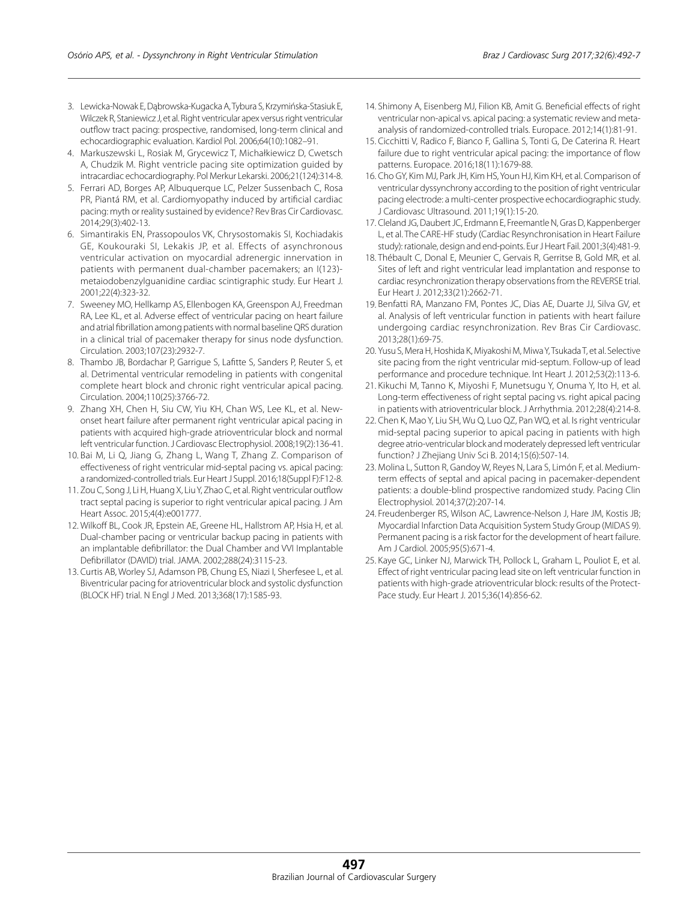3. Lewicka-Nowak E, Dąbrowska-Kugacka A, Tybura S, Krzymińska-Stasiuk E, Wilczek R, Staniewicz J, et al. Right ventricular apex versus right ventricular outflow tract pacing: prospective, randomised, long-term clinical and echocardiographic evaluation. Kardiol Pol. 2006;64(10):1082–91.
4. Markuszewski L, Rosiak M, Grycewicz T, Michałkiewicz D, Cwetsch A, Chudzik M. Right ventricle pacing site optimization guided by intracardiac echocardiography. Pol Merkur Lekarski. 2006;21(124):314-8.
5. Ferrari AD, Borges AP, Albuquerque LC, Pelzer Sussenbach C, Rosa PR, Piantá RM, et al. Cardiomyopathy induced by artificial cardiac pacing: myth or reality sustained by evidence? Rev Bras Cir Cardiovasc. 2014;29(3):402-13.
6. Simantirakis EN, Prassopoulos VK, Chrysostomakis SI, Kochiadakis GE, Koukouraki SI, Lekakis JP, et al. Effects of asynchronous ventricular activation on myocardial adrenergic innervation in patients with permanent dual-chamber pacemakers; an I(123)-metaiodobenzylguanidine cardiac scintigraphic study. Eur Heart J. 2001;22(4):323-32.
7. Sweeney MO, Hellkamp AS, Ellenbogen KA, Greenspon AJ, Freedman RA, Lee KL, et al. Adverse effect of ventricular pacing on heart failure and atrial fibrillation among patients with normal baseline QRS duration in a clinical trial of pacemaker therapy for sinus node dysfunction. Circulation. 2003;107(23):2932-7.
8. Thambo JB, Bordachar P, Garrigue S, Lafitte S, Sanders P, Reuter S, et al. Detrimental ventricular remodeling in patients with congenital complete heart block and chronic right ventricular apical pacing. Circulation. 2004;110(25):3766-72.
9. Zhang XH, Chen H, Siu CW, Yiu KH, Chan WS, Lee KL, et al. New-onset heart failure after permanent right ventricular apical pacing in patients with acquired high-grade atrioventricular block and normal left ventricular function. J Cardiovasc Electrophysiol. 2008;19(2):136-41.
10. Bai M, Li Q, Jiang G, Zhang L, Wang T, Zhang Z. Comparison of effectiveness of right ventricular mid-septal pacing vs. apical pacing: a randomized-controlled trials. Eur Heart J Suppl. 2016;18(Suppl F):F12-8.
11. Zou C, Song J, Li H, Huang X, Liu Y, Zhao C, et al. Right ventricular outflow tract septal pacing is superior to right ventricular apical pacing. J Am Heart Assoc. 2015;4(4):e001777.
12. Wilkoff BL, Cook JR, Epstein AE, Greene HL, Hallstrom AP, Hsia H, et al. Dual-chamber pacing or ventricular backup pacing in patients with an implantable defibrillator: the Dual Chamber and VVI Implantable Defibrillator (DAVID) trial. JAMA. 2002;288(24):3115-23.
13. Curtis AB, Worley SJ, Adamson PB, Chung ES, Niazi I, Sherfesee L, et al. Biventricular pacing for atrioventricular block and systolic dysfunction (BLOCK HF) trial. N Engl J Med. 2013;368(17):1585-93.
14. Shimony A, Eisenberg MJ, Filion KB, Amit G. Beneficial effects of right ventricular non-apical vs. apical pacing: a systematic review and meta-analysis of randomized-controlled trials. Europace. 2012;14(1):81-91.
15. Cicchitti V, Radico F, Bianco F, Gallina S, Tonti G, De Caterina R. Heart failure due to right ventricular apical pacing: the importance of flow patterns. Europace. 2016;18(11):1679-88.
16. Cho GY, Kim MJ, Park JH, Kim HS, Youn HJ, Kim KH, et al. Comparison of ventricular dyssynchrony according to the position of right ventricular pacing electrode: a multi-center prospective echocardiographic study. J Cardiovasc Ultrasound. 2011;19(1):15-20.
17. Cleland JG, Daubert JC, Erdmann E, Freemantle N, Gras D, Kappenberger L, et al. The CARE-HF study (Cardiac Resynchronisation in Heart Failure study): rationale, design and end-points. Eur J Heart Fail. 2001;3(4):481-9.
18. Thébault C, Donal E, Meunier C, Gervais R, Gerritse B, Gold MR, et al. Sites of left and right ventricular lead implantation and response to cardiac resynchronization therapy observations from the REVERSE trial. Eur Heart J. 2012;33(21):2662-71.
19. Benfatti RA, Manzano FM, Pontes JC, Dias AE, Duarte JJ, Silva GV, et al. Analysis of left ventricular function in patients with heart failure undergoing cardiac resynchronization. Rev Bras Cir Cardiovasc. 2013;28(1):69-75.
20. Yusu S, Mera H, Hoshida K, Miyakoshi M, Miwa Y, Tsukada T, et al. Selective site pacing from the right ventricular mid-septum. Follow-up of lead performance and procedure technique. Int Heart J. 2012;53(2):113-6.
21. Kikuchi M, Tanno K, Miyoshi F, Munetsugu Y, Onuma Y, Ito H, et al. Long-term effectiveness of right septal pacing vs. right apical pacing in patients with atrioventricular block. J Arrhythmia. 2012;28(4):214-8.
22. Chen K, Mao Y, Liu SH, Wu Q, Luo QZ, Pan WQ, et al. Is right ventricular mid-septal pacing superior to apical pacing in patients with high degree atrio-ventricular block and moderately depressed left ventricular function? J Zhejiang Univ Sci B. 2014;15(6):507-14.
23. Molina L, Sutton R, Gandoy W, Reyes N, Lara S, Limón F, et al. Medium-term effects of septal and apical pacing in pacemaker-dependent patients: a double-blind prospective randomized study. Pacing Clin Electrophysiol. 2014;37(2):207-14.
24. Freudenberger RS, Wilson AC, Lawrence-Nelson J, Hare JM, Kostis JB; Myocardial Infarction Data Acquisition System Study Group (MIDAS 9). Permanent pacing is a risk factor for the development of heart failure. Am J Cardiol. 2005;95(5):671-4.
25. Kaye GC, Linker NJ, Marwick TH, Pollock L, Graham L, Pouliot E, et al. Effect of right ventricular pacing lead site on left ventricular function in patients with high-grade atrioventricular block: results of the Protect-Pace study. Eur Heart J. 2015;36(14):856-62.